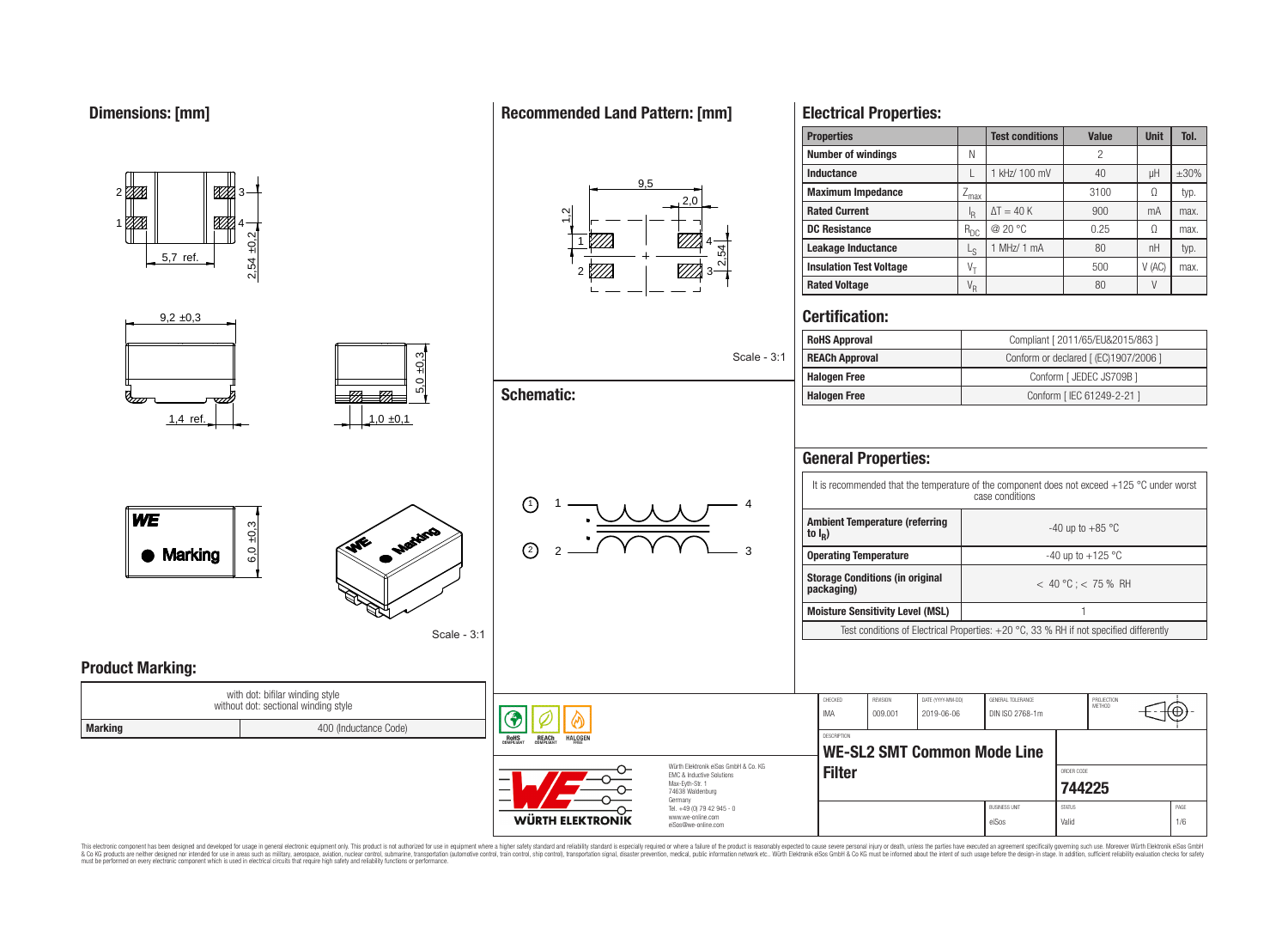## Dimensions: [mm]

2, 3, 1, 4

5,7 ref.

2,54 ±0,2

9,2 ±0,3

5,0 ±0,3

1,4 ref.

1,0 ±0,1

WE

Marking

6,0 ±0,3

Scale - 3:1

## Recommended Land Pattern: [mm]

9,5

2,0

1,2

2,54

Scale - 3:1

## Schematic:

## Electrical Properties:

| Properties | | Test conditions | Value | Unit | Tol. |
|---|---|---|---|---|---|
| Number of windings | N | | 2 | | |
| Inductance | L | 1 kHz/ 100 mV | 40 | µH | ±30% |
| Maximum Impedance | $Z_{max}$ | | 3100 | Ω | typ. |
| Rated Current | $I_R$ | $\Delta T = 40$ K | 900 | mA | max. |
| DC Resistance | $R_{DC}$ | @ 20 °C | 0.25 | Ω | max. |
| Leakage Inductance | $L_S$ | 1 MHz/ 1 mA | 80 | nH | typ. |
| Insulation Test Voltage | $V_T$ | | 500 | V (AC) | max. |
| Rated Voltage | $V_R$ | | 80 | V | |

## Certification:

| | |
|---|---|
| RoHS Approval | Compliant [ 2011/65/EU&2015/863 ] |
| REACh Approval | Conform or declared [ (EC)1907/2006 ] |
| Halogen Free | Conform [ JEDEC JS709B ] |
| Halogen Free | Conform [ IEC 61249-2-21 ] |

## General Properties:

It is recommended that the temperature of the component does not exceed +125 °C under worst case conditions

| | |
|---|---|
| Ambient Temperature (referring to $I_R$) | -40 up to +85 °C |
| Operating Temperature | -40 up to +125 °C |
| Storage Conditions (in original packaging) | < 40 °C ; < 75 % RH |
| Moisture Sensitivity Level (MSL) | 1 |

Test conditions of Electrical Properties: +20 °C, 33 % RH if not specified differently

## Product Marking:

with dot: bifilar winding style
without dot: sectional winding style

| Marking | 400 (Inductance Code) |
|---|---|

RoHS COMPLIANT | REACh COMPLIANT | HALOGEN FREE

Würth Elektronik eiSos GmbH & Co. KG
EMC & Inductive Solutions
Max-Eyth-Str. 1
74638 Waldenburg
Germany
Tel. +49 (0) 79 42 945 - 0
www.we-online.com
eiSos@we-online.com

WÜRTH ELEKTRONIK

| CHECKED | REVISION | DATE (YYYY-MM-DD) | GENERAL TOLERANCE | PROJECTION METHOD |
|---|---|---|---|---|
| IMA | 009.001 | 2019-06-06 | DIN ISO 2768-1m | |

DESCRIPTION

**WE-SL2 SMT Common Mode Line Filter**

ORDER CODE: **744225**

BUSINESS UNIT: eiSos | STATUS: Valid | PAGE: 1/6

This electronic component has been designed and developed for usage in general electronic equipment only. This product is not authorized for use in equipment where a higher safety standard and reliability standard is especially required or where a failure of the product is reasonably expected to cause severe personal injury or death, unless the parties have executed an agreement specifically governing such use. Moreover Würth Elektronik eiSos GmbH & Co KG products are neither designed nor intended for use in areas such as military, aerospace, aviation, nuclear control, submarine, transportation (automotive control, train control, ship control), transportation signal, disaster prevention, medical, public information network etc.. Würth Elektronik eiSos GmbH & Co KG must be informed about the intent of such usage before the design-in stage. In addition, sufficient reliability evaluation checks for safety must be performed on every electronic component which is used in electrical circuits that require high safety and reliability functions or performance.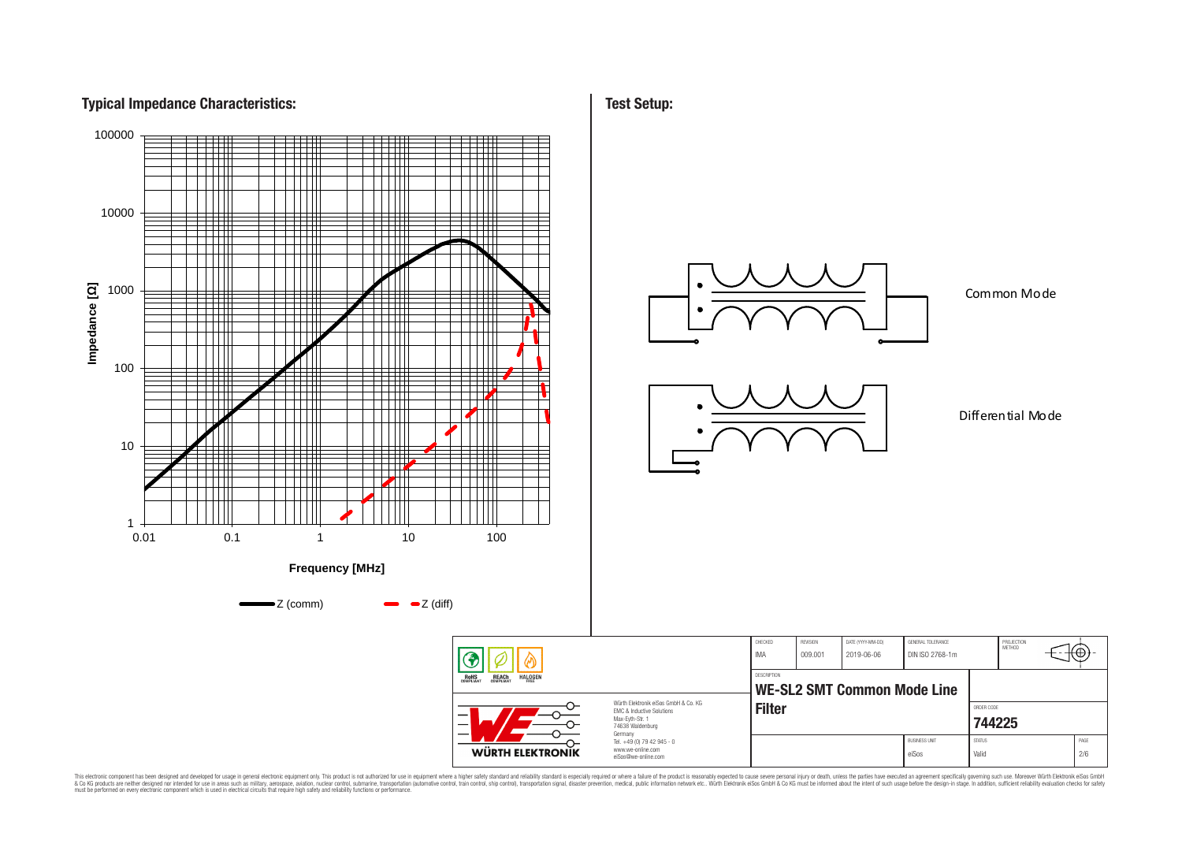## Typical Impedance Characteristics:

100000

10000

1000

100

10

1

Impedance [Ω]

0.01 0.1 1 10 100

Frequency [MHz]

Z (comm) Z (diff)

## Test Setup:

Common Mode

Differential Mode

| CHECKED | REVISION | DATE (YYYY-MM-DD) | GENERAL TOLERANCE | PROJECTION METHOD |
|---|---|---|---|---|
| IMA | 009.001 | 2019-06-06 | DIN ISO 2768-1m | |

DESCRIPTION

**WE-SL2 SMT Common Mode Line Filter**

ORDER CODE

**744225**

| BUSINESS UNIT | STATUS | PAGE |
|---|---|---|
| eiSos | Valid | 2/6 |

RoHS COMPLIANT REACh COMPLIANT HALOGEN FREE

WÜRTH ELEKTRONIK

Würth Elektronik eiSos GmbH & Co. KG
EMC & Inductive Solutions
Max-Eyth-Str. 1
74638 Waldenburg
Germany
Tel. +49 (0) 79 42 945 - 0
www.we-online.com
eiSos@we-online.com

This electronic component has been designed and developed for usage in general electronic equipment only. This product is not authorized for use in equipment where a higher safety standard and reliability standard is especially required or where a failure of the product is reasonably expected to cause severe personal injury or death, unless the parties have executed an agreement specifically governing such use. Moreover Würth Elektronik eiSos GmbH & Co KG products are neither designed nor intended for use in areas such as military, aerospace, aviation, nuclear control, submarine, transportation (automotive control, train control, ship control), transportation signal, disaster prevention, medical, public information network etc.. Würth Elektronik eiSos GmbH & Co KG must be informed about the intent of such usage before the design-in stage. In addition, sufficient reliability evaluation checks for safety must be performed on every electronic component which is used in electrical circuits that require high safety and reliability functions or performance.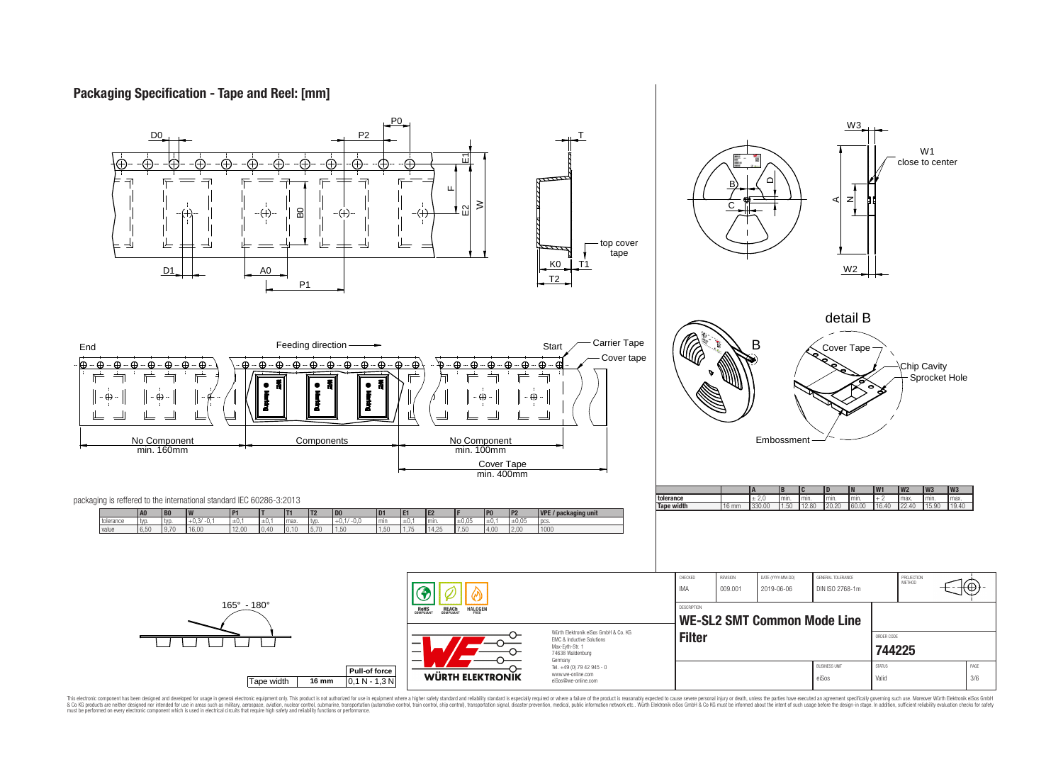## Packaging Specification - Tape and Reel: [mm]

D0 P2 P0 T E1 F E2 W B0 top cover tape D1 A0 P1 K0 T1 T2

End Feeding direction Start Carrier Tape Cover tape

No Component min. 160mm Components No Component min. 100mm Cover Tape min. 400mm

packaging is reffered to the international standard IEC 60286-3:2013

| | A0 | B0 | W | P1 | T | T1 | T2 | D0 | D1 | E1 | E2 | F | P0 | P2 | VPE / packaging unit |
|---|---|---|---|---|---|---|---|---|---|---|---|---|---|---|---|
| tolerance | typ. | typ. | +0,3/ -0,1 | ±0,1 | ±0,1 | max. | typ. | +0,1/ -0,0 | min | ±0,1 | min. | ±0,05 | ±0,1 | ±0,05 | pcs. |
| value | 6,50 | 9,70 | 16,00 | 12,00 | 0,40 | 0,10 | 5,70 | 1,50 | 1,50 | 1,75 | 14,25 | 7,50 | 4,00 | 2,00 | 1000 |

W3 W1 close to center B D C A N W2

detail B

Cover Tape Chip Cavity Sprocket Hole B Embossment

| | | A | B | C | D | N | W1 | W2 | W3 | W3 |
|---|---|---|---|---|---|---|---|---|---|---|
| tolerance | | ± 2,0 | min. | min. | min. | min. | + 2 | max. | min. | max. |
| Tape width | 16 mm | 330.00 | 1.50 | 12.80 | 20.20 | 60.00 | 16.40 | 22.40 | 15.90 | 19.40 |

165° - 180°

| Tape width | 16 mm | Pull-of force |
|---|---|---|
| | | 0,1 N - 1,3 N |

RoHS COMPLIANT REACh COMPLIANT HALOGEN FREE

WÜRTH ELEKTRONIK

Würth Elektronik eiSos GmbH & Co. KG
EMC & Inductive Solutions
Max-Eyth-Str. 1
74638 Waldenburg
Germany
Tel. +49 (0) 79 42 945 - 0
www.we-online.com
eiSos@we-online.com

| CHECKED | REVISION | DATE (YYYY-MM-DD) | GENERAL TOLERANCE | PROJECTION METHOD |
|---|---|---|---|---|
| IMA | 009.001 | 2019-06-06 | DIN ISO 2768-1m | |

DESCRIPTION

**WE-SL2 SMT Common Mode Line Filter**

ORDER CODE **744225**

| BUSINESS UNIT | STATUS | PAGE |
|---|---|---|
| eiSos | Valid | 3/6 |

This electronic component has been designed and developed for usage in general electronic equipment only. This product is not authorized for use in equipment where a higher safety standard and reliability standard is especially required or where a failure of the product is reasonably expected to cause severe personal injury or death, unless the parties have executed an agreement specifically governing such use. Moreover Würth Elektronik eiSos GmbH & Co KG products are neither designed nor intended for use in areas such as military, aerospace, aviation, nuclear control, submarine, transportation (automotive control, train control, ship control), transportation signal, disaster prevention, medical, public information network etc.. Würth Elektronik eiSos GmbH & Co KG must be informed about the intent of such usage before the design-in stage. In addition, sufficient reliability evaluation checks for safety must be performed on every electronic component which is used in electrical circuits that require high safety and reliability functions or performance.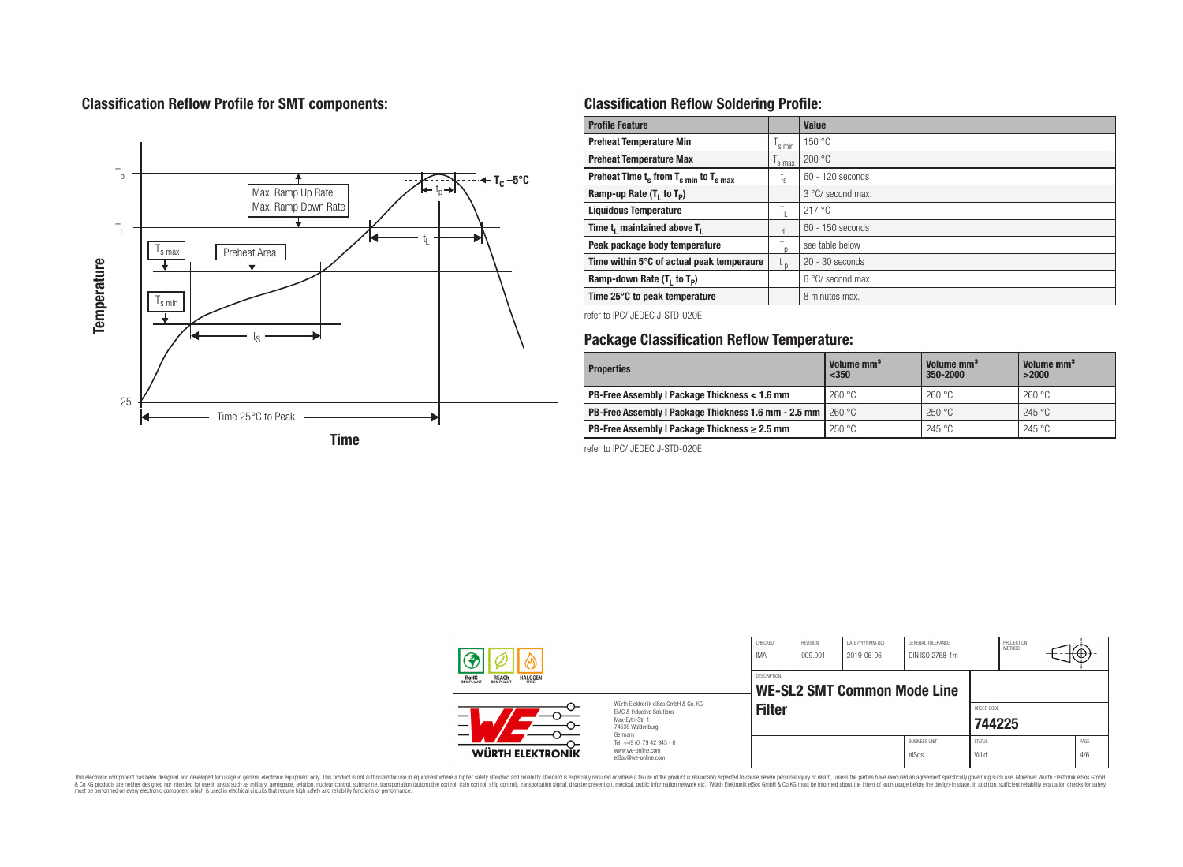## Classification Reflow Profile for SMT components:

$T_p$

$T_L$

$T_{s\,max}$

$T_{s\,min}$

25

Max. Ramp Up Rate

Max. Ramp Down Rate

Preheat Area

$t_p$

$T_C$ –5°C

$t_L$

$t_S$

Time 25°C to Peak

Temperature

Time

## Classification Reflow Soldering Profile:

| Profile Feature | | Value |
|---|---|---|
| Preheat Temperature Min | $T_{s\,min}$ | 150 °C |
| Preheat Temperature Max | $T_{s\,max}$ | 200 °C |
| Preheat Time $t_s$ from $T_{s\,min}$ to $T_{s\,max}$ | $t_s$ | 60 - 120 seconds |
| Ramp-up Rate ($T_L$ to $T_P$) | | 3 °C/ second max. |
| Liquidous Temperature | $T_L$ | 217 °C |
| Time $t_L$ maintained above $T_L$ | $t_L$ | 60 - 150 seconds |
| Peak package body temperature | $T_p$ | see table below |
| Time within 5°C of actual peak temperaure | $t_p$ | 20 - 30 seconds |
| Ramp-down Rate ($T_L$ to $T_P$) | | 6 °C/ second max. |
| Time 25°C to peak temperature | | 8 minutes max. |

refer to IPC/ JEDEC J-STD-020E

## Package Classification Reflow Temperature:

| Properties | Volume mm³ <350 | Volume mm³ 350-2000 | Volume mm³ >2000 |
|---|---|---|---|
| PB-Free Assembly \| Package Thickness < 1.6 mm | 260 °C | 260 °C | 260 °C |
| PB-Free Assembly \| Package Thickness 1.6 mm - 2.5 mm | 260 °C | 250 °C | 245 °C |
| PB-Free Assembly \| Package Thickness ≥ 2.5 mm | 250 °C | 245 °C | 245 °C |

refer to IPC/ JEDEC J-STD-020E

| CHECKED | REVISION | DATE (YYYY-MM-DD) | GENERAL TOLERANCE | PROJECTION METHOD |
|---|---|---|---|---|
| IMA | 009.001 | 2019-06-06 | DIN ISO 2768-1m | |

DESCRIPTION: **WE-SL2 SMT Common Mode Line Filter**

ORDER CODE: **744225**

BUSINESS UNIT: eiSos | STATUS: Valid | PAGE: 4/6

Würth Elektronik eiSos GmbH & Co. KG
EMC & Inductive Solutions
Max-Eyth-Str. 1
74638 Waldenburg
Germany
Tel. +49 (0) 79 42 945 - 0
www.we-online.com
eiSos@we-online.com

This electronic component has been designed and developed for usage in general electronic equipment only. This product is not authorized for use in equipment where a higher safety standard and reliability standard is especially required or where a failure of the product is reasonably expected to cause severe personal injury or death, unless the parties have executed an agreement specifically governing such use. Moreover Würth Elektronik eiSos GmbH & Co KG products are neither designed nor intended for use in areas such as military, aerospace, aviation, nuclear control, submarine, transportation (automotive control, train control, ship control), transportation signal, disaster prevention, medical, public information network etc.. Würth Elektronik eiSos GmbH & Co KG must be informed about the intent of such usage before the design-in stage. In addition, sufficient reliability evaluation checks for safety must be performed on every electronic component which is used in electrical circuits that require high safety and reliability functions or performance.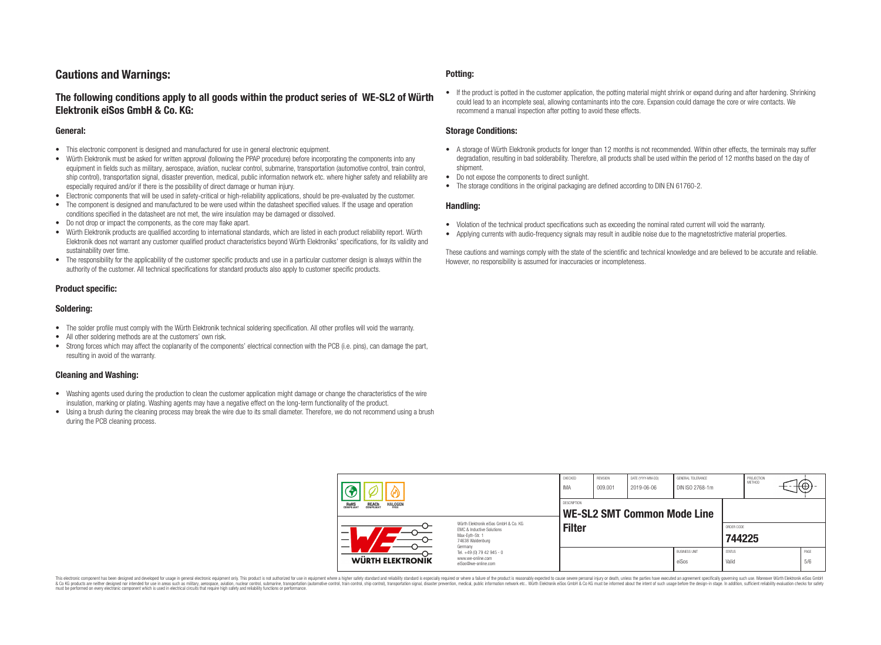# Cautions and Warnings:

## The following conditions apply to all goods within the product series of WE-SL2 of Würth Elektronik eiSos GmbH & Co. KG:

### General:

- This electronic component is designed and manufactured for use in general electronic equipment.
- Würth Elektronik must be asked for written approval (following the PPAP procedure) before incorporating the components into any equipment in fields such as military, aerospace, aviation, nuclear control, submarine, transportation (automotive control, train control, ship control), transportation signal, disaster prevention, medical, public information network etc. where higher safety and reliability are especially required and/or if there is the possibility of direct damage or human injury.
- Electronic components that will be used in safety-critical or high-reliability applications, should be pre-evaluated by the customer.
- The component is designed and manufactured to be were used within the datasheet specified values. If the usage and operation conditions specified in the datasheet are not met, the wire insulation may be damaged or dissolved.
- Do not drop or impact the components, as the core may flake apart.
- Würth Elektronik products are qualified according to international standards, which are listed in each product reliability report. Würth Elektronik does not warrant any customer qualified product characteristics beyond Würth Elektroniks' specifications, for its validity and sustainability over time.
- The responsibility for the applicability of the customer specific products and use in a particular customer design is always within the authority of the customer. All technical specifications for standard products also apply to customer specific products.

### Product specific:

### Soldering:

- The solder profile must comply with the Würth Elektronik technical soldering specification. All other profiles will void the warranty.
- All other soldering methods are at the customers' own risk.
- Strong forces which may affect the coplanarity of the components' electrical connection with the PCB (i.e. pins), can damage the part, resulting in avoid of the warranty.

### Cleaning and Washing:

- Washing agents used during the production to clean the customer application might damage or change the characteristics of the wire insulation, marking or plating. Washing agents may have a negative effect on the long-term functionality of the product.
- Using a brush during the cleaning process may break the wire due to its small diameter. Therefore, we do not recommend using a brush during the PCB cleaning process.

### Potting:

- If the product is potted in the customer application, the potting material might shrink or expand during and after hardening. Shrinking could lead to an incomplete seal, allowing contaminants into the core. Expansion could damage the core or wire contacts. We recommend a manual inspection after potting to avoid these effects.

### Storage Conditions:

- A storage of Würth Elektronik products for longer than 12 months is not recommended. Within other effects, the terminals may suffer degradation, resulting in bad solderability. Therefore, all products shall be used within the period of 12 months based on the day of shipment.
- Do not expose the components to direct sunlight.
- The storage conditions in the original packaging are defined according to DIN EN 61760-2.

### Handling:

- Violation of the technical product specifications such as exceeding the nominal rated current will void the warranty.
- Applying currents with audio-frequency signals may result in audible noise due to the magnetostrictive material properties.

These cautions and warnings comply with the state of the scientific and technical knowledge and are believed to be accurate and reliable. However, no responsibility is assumed for inaccuracies or incompleteness.

| | | | | | | | |
|---|---|---|---|---|---|---|---|
| RoHS COMPLIANT / REACh COMPLIANT / HALOGEN FREE | | CHECKED IMA | REVISION 009.001 | DATE (YYYY-MM-DD) 2019-06-06 | GENERAL TOLERANCE DIN ISO 2768-1m | PROJECTION METHOD | |
| WÜRTH ELEKTRONIK | Würth Elektronik eiSos GmbH & Co. KG, EMC & Inductive Solutions, Max-Eyth-Str. 1, 74638 Waldenburg, Germany, Tel. +49 (0) 79 42 945 - 0, www.we-online.com, eiSos@we-online.com | DESCRIPTION WE-SL2 SMT Common Mode Line Filter | | | | ORDER CODE 744225 | |
| | | | | | BUSINESS UNIT eiSos | STATUS Valid | PAGE 5/6 |

This electronic component has been designed and developed for usage in general electronic equipment only. This product is not authorized for use in equipment where a higher safety standard and reliability standard is especially required or where a failure of the product is reasonably expected to cause severe personal injury or death, unless the parties have executed an agreement specifically governing such use. Moreover Würth Elektronik eiSos GmbH & Co KG products are neither designed nor intended for use in areas such as military, aerospace, aviation, nuclear control, submarine, transportation (automotive control, train control, ship control), transportation signal, disaster prevention, medical, public information network etc.. Würth Elektronik eiSos GmbH & Co KG must be informed about the intent of such usage before the design-in stage. In addition, sufficient reliability evaluation checks for safety must be performed on every electronic component which is used in electrical circuits that require high safety and reliability functions or performance.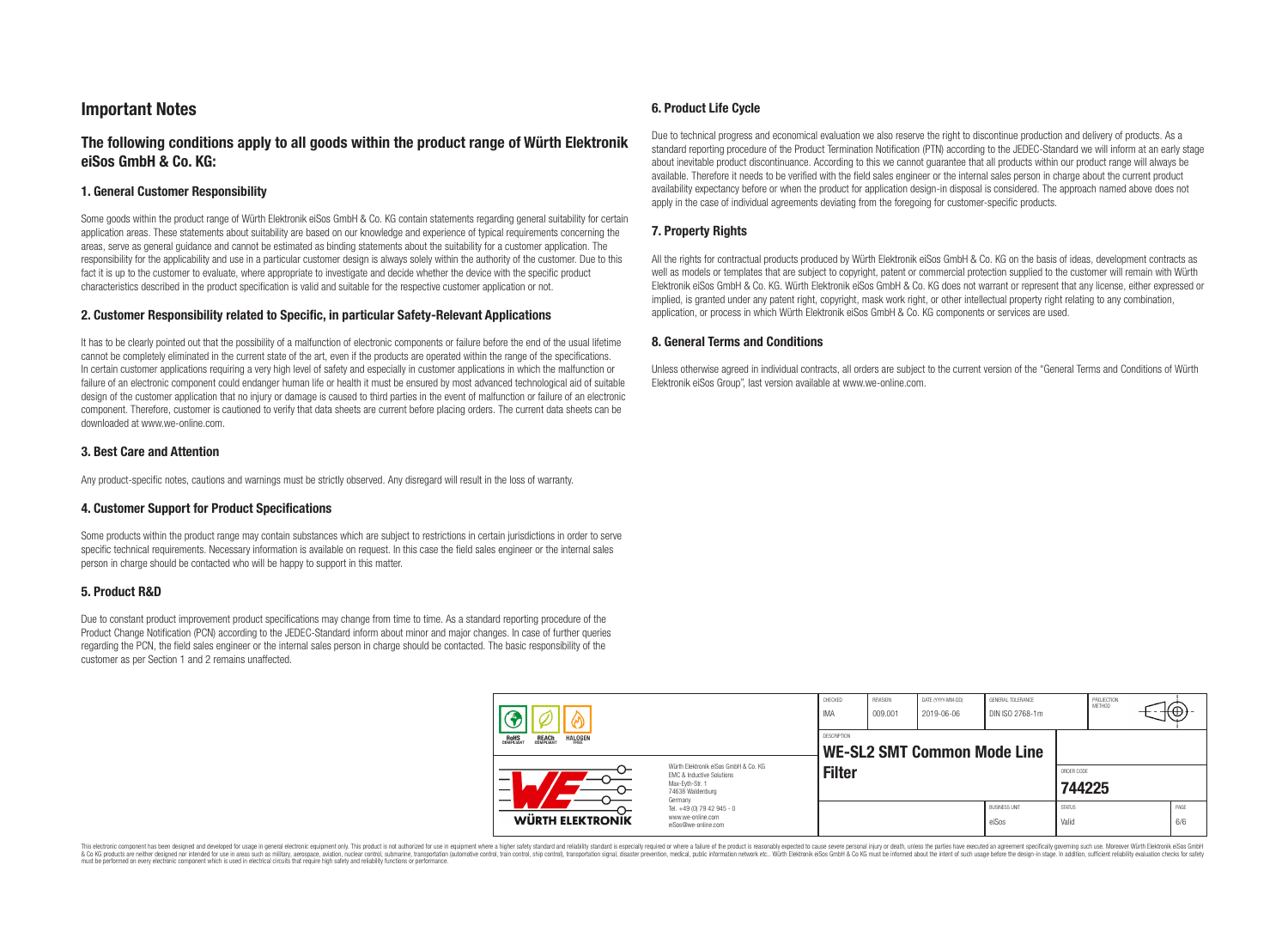# Important Notes

## The following conditions apply to all goods within the product range of Würth Elektronik eiSos GmbH & Co. KG:

### 1. General Customer Responsibility

Some goods within the product range of Würth Elektronik eiSos GmbH & Co. KG contain statements regarding general suitability for certain application areas. These statements about suitability are based on our knowledge and experience of typical requirements concerning the areas, serve as general guidance and cannot be estimated as binding statements about the suitability for a customer application. The responsibility for the applicability and use in a particular customer design is always solely within the authority of the customer. Due to this fact it is up to the customer to evaluate, where appropriate to investigate and decide whether the device with the specific product characteristics described in the product specification is valid and suitable for the respective customer application or not.

### 2. Customer Responsibility related to Specific, in particular Safety-Relevant Applications

It has to be clearly pointed out that the possibility of a malfunction of electronic components or failure before the end of the usual lifetime cannot be completely eliminated in the current state of the art, even if the products are operated within the range of the specifications. In certain customer applications requiring a very high level of safety and especially in customer applications in which the malfunction or failure of an electronic component could endanger human life or health it must be ensured by most advanced technological aid of suitable design of the customer application that no injury or damage is caused to third parties in the event of malfunction or failure of an electronic component. Therefore, customer is cautioned to verify that data sheets are current before placing orders. The current data sheets can be downloaded at www.we-online.com.

### 3. Best Care and Attention

Any product-specific notes, cautions and warnings must be strictly observed. Any disregard will result in the loss of warranty.

### 4. Customer Support for Product Specifications

Some products within the product range may contain substances which are subject to restrictions in certain jurisdictions in order to serve specific technical requirements. Necessary information is available on request. In this case the field sales engineer or the internal sales person in charge should be contacted who will be happy to support in this matter.

### 5. Product R&D

Due to constant product improvement product specifications may change from time to time. As a standard reporting procedure of the Product Change Notification (PCN) according to the JEDEC-Standard inform about minor and major changes. In case of further queries regarding the PCN, the field sales engineer or the internal sales person in charge should be contacted. The basic responsibility of the customer as per Section 1 and 2 remains unaffected.

### 6. Product Life Cycle

Due to technical progress and economical evaluation we also reserve the right to discontinue production and delivery of products. As a standard reporting procedure of the Product Termination Notification (PTN) according to the JEDEC-Standard we will inform at an early stage about inevitable product discontinuance. According to this we cannot guarantee that all products within our product range will always be available. Therefore it needs to be verified with the field sales engineer or the internal sales person in charge about the current product availability expectancy before or when the product for application design-in disposal is considered. The approach named above does not apply in the case of individual agreements deviating from the foregoing for customer-specific products.

### 7. Property Rights

All the rights for contractual products produced by Würth Elektronik eiSos GmbH & Co. KG on the basis of ideas, development contracts as well as models or templates that are subject to copyright, patent or commercial protection supplied to the customer will remain with Würth Elektronik eiSos GmbH & Co. KG. Würth Elektronik eiSos GmbH & Co. KG does not warrant or represent that any license, either expressed or implied, is granted under any patent right, copyright, mask work right, or other intellectual property right relating to any combination, application, or process in which Würth Elektronik eiSos GmbH & Co. KG components or services are used.

### 8. General Terms and Conditions

Unless otherwise agreed in individual contracts, all orders are subject to the current version of the "General Terms and Conditions of Würth Elektronik eiSos Group", last version available at www.we-online.com.

| | | | | | | |
|---|---|---|---|---|---|---|
| RoHS COMPLIANT / REACh COMPLIANT / HALOGEN FREE | CHECKED: IMA | REVISION: 009.001 | DATE (YYYY-MM-DD): 2019-06-06 | GENERAL TOLERANCE: DIN ISO 2768-1m | PROJECTION METHOD | |
| Würth Elektronik eiSos GmbH & Co. KG, EMC & Inductive Solutions, Max-Eyth-Str. 1, 74638 Waldenburg, Germany, Tel. +49 (0) 79 42 945 - 0, www.we-online.com, eiSos@we-online.com | DESCRIPTION: WE-SL2 SMT Common Mode Line Filter | | | | ORDER CODE: 744225 | |
| WÜRTH ELEKTRONIK | | | | BUSINESS UNIT: eiSos | STATUS: Valid | PAGE: 6/6 |

This electronic component has been designed and developed for usage in general electronic equipment only. This product is not authorized for use in equipment where a higher safety standard and reliability standard is especially required or where a failure of the product is reasonably expected to cause severe personal injury or death, unless the parties have executed an agreement specifically governing such use. Moreover Würth Elektronik eiSos GmbH & Co KG products are neither designed nor intended for use in areas such as military, aerospace, aviation, nuclear control, submarine, transportation (automotive control, train control, ship control), transportation signal, disaster prevention, medical, public information network etc.. Würth Elektronik eiSos GmbH & Co KG must be informed about the intent of such usage before the design-in stage. In addition, sufficient reliability evaluation checks for safety must be performed on every electronic component which is used in electrical circuits that require high safety and reliability functions or performance.